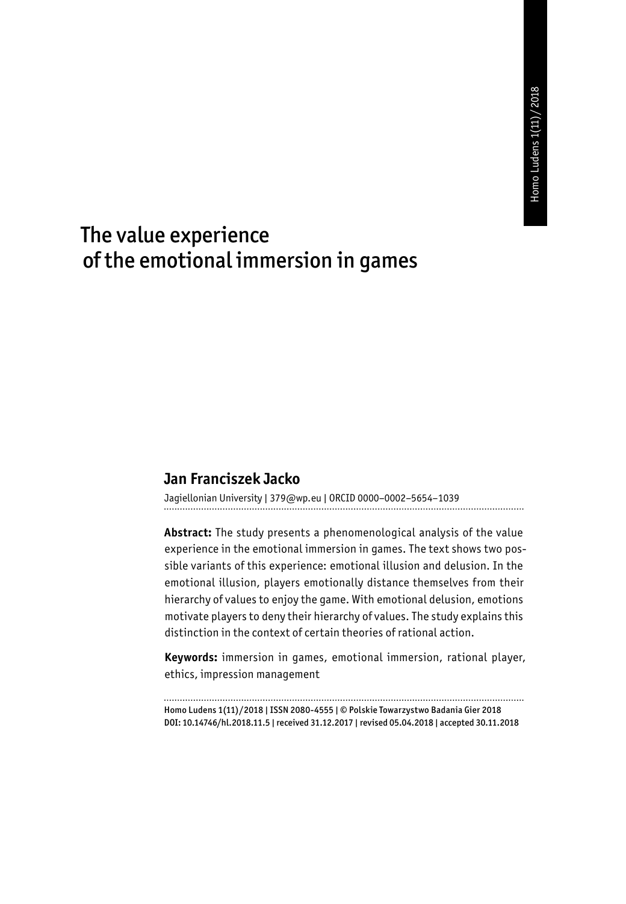# The value experience of the emotional immersion in games

**Jan Franciszek Jacko**

Jagiellonian University | 379@wp.eu | ORCID 0000–0002–5654–1039

**Abstract:** The study presents a phenomenological analysis of the value experience in the emotional immersion in games. The text shows two possible variants of this experience: emotional illusion and delusion. In the emotional illusion, players emotionally distance themselves from their hierarchy of values to enjoy the game. With emotional delusion, emotions motivate players to deny their hierarchy of values. The study explains this distinction in the context of certain theories of rational action.

**Keywords:** immersion in games, emotional immersion, rational player, ethics, impression management

Homo Ludens 1(11)/2018 | ISSN 2080-4555 | © Polskie Towarzystwo Badania Gier 2018
DOI: 10.14746/hl.2018.11.5 | received 31.12.2017 | revised 05.04.2018 | accepted 30.11.2018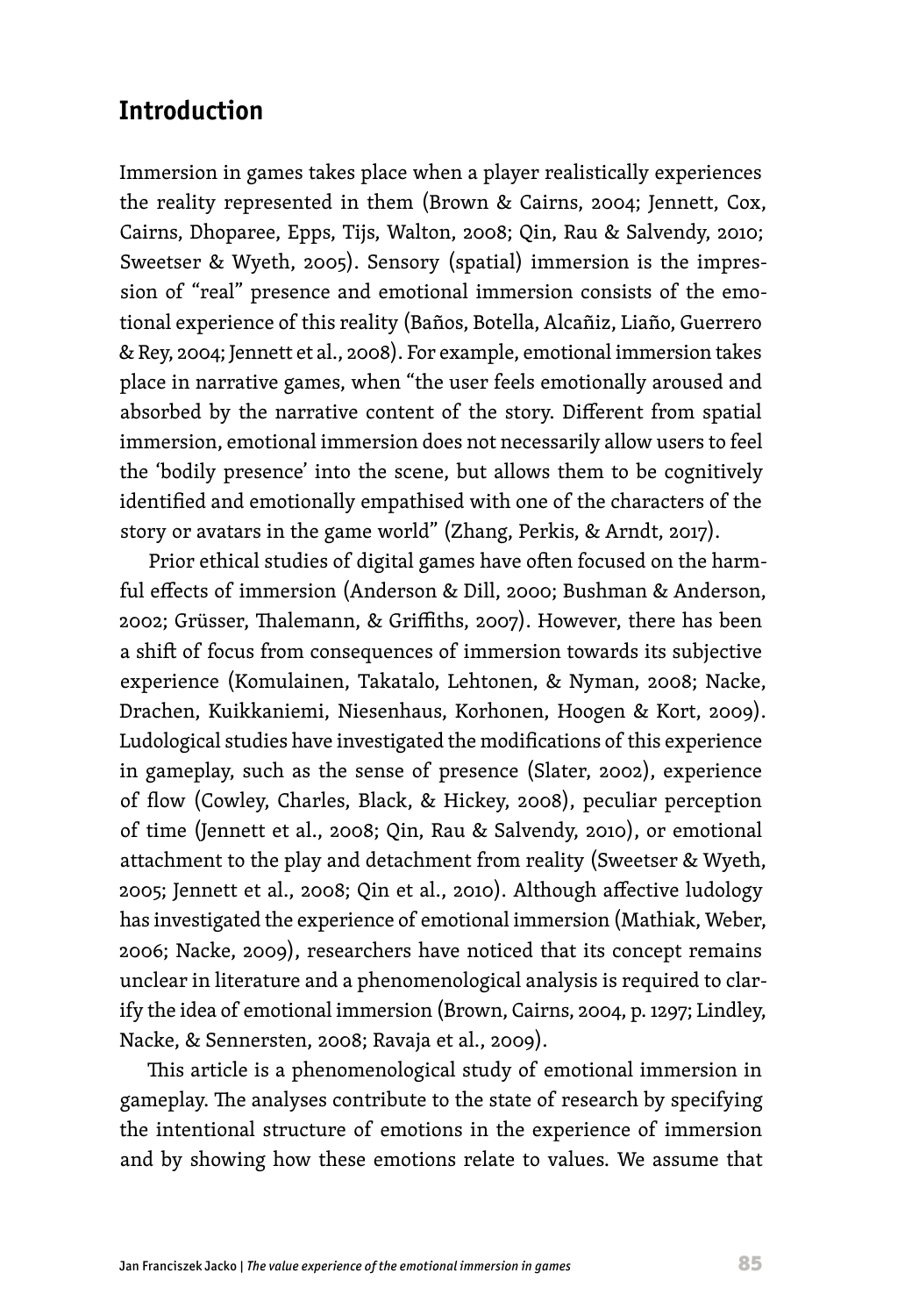## Introduction

Immersion in games takes place when a player realistically experiences the reality represented in them (Brown & Cairns, 2004; Jennett, Cox, Cairns, Dhoparee, Epps, Tijs, Walton, 2008; Qin, Rau & Salvendy, 2010; Sweetser & Wyeth, 2005). Sensory (spatial) immersion is the impression of "real" presence and emotional immersion consists of the emotional experience of this reality (Baños, Botella, Alcañiz, Liaño, Guerrero & Rey, 2004; Jennett et al., 2008). For example, emotional immersion takes place in narrative games, when "the user feels emotionally aroused and absorbed by the narrative content of the story. Different from spatial immersion, emotional immersion does not necessarily allow users to feel the 'bodily presence' into the scene, but allows them to be cognitively identified and emotionally empathised with one of the characters of the story or avatars in the game world" (Zhang, Perkis, & Arndt, 2017).

Prior ethical studies of digital games have often focused on the harmful effects of immersion (Anderson & Dill, 2000; Bushman & Anderson, 2002; Grüsser, Thalemann, & Griffiths, 2007). However, there has been a shift of focus from consequences of immersion towards its subjective experience (Komulainen, Takatalo, Lehtonen, & Nyman, 2008; Nacke, Drachen, Kuikkaniemi, Niesenhaus, Korhonen, Hoogen & Kort, 2009). Ludological studies have investigated the modifications of this experience in gameplay, such as the sense of presence (Slater, 2002), experience of flow (Cowley, Charles, Black, & Hickey, 2008), peculiar perception of time (Jennett et al., 2008; Qin, Rau & Salvendy, 2010), or emotional attachment to the play and detachment from reality (Sweetser & Wyeth, 2005; Jennett et al., 2008; Qin et al., 2010). Although affective ludology has investigated the experience of emotional immersion (Mathiak, Weber, 2006; Nacke, 2009), researchers have noticed that its concept remains unclear in literature and a phenomenological analysis is required to clarify the idea of emotional immersion (Brown, Cairns, 2004, p. 1297; Lindley, Nacke, & Sennersten, 2008; Ravaja et al., 2009).

This article is a phenomenological study of emotional immersion in gameplay. The analyses contribute to the state of research by specifying the intentional structure of emotions in the experience of immersion and by showing how these emotions relate to values. We assume that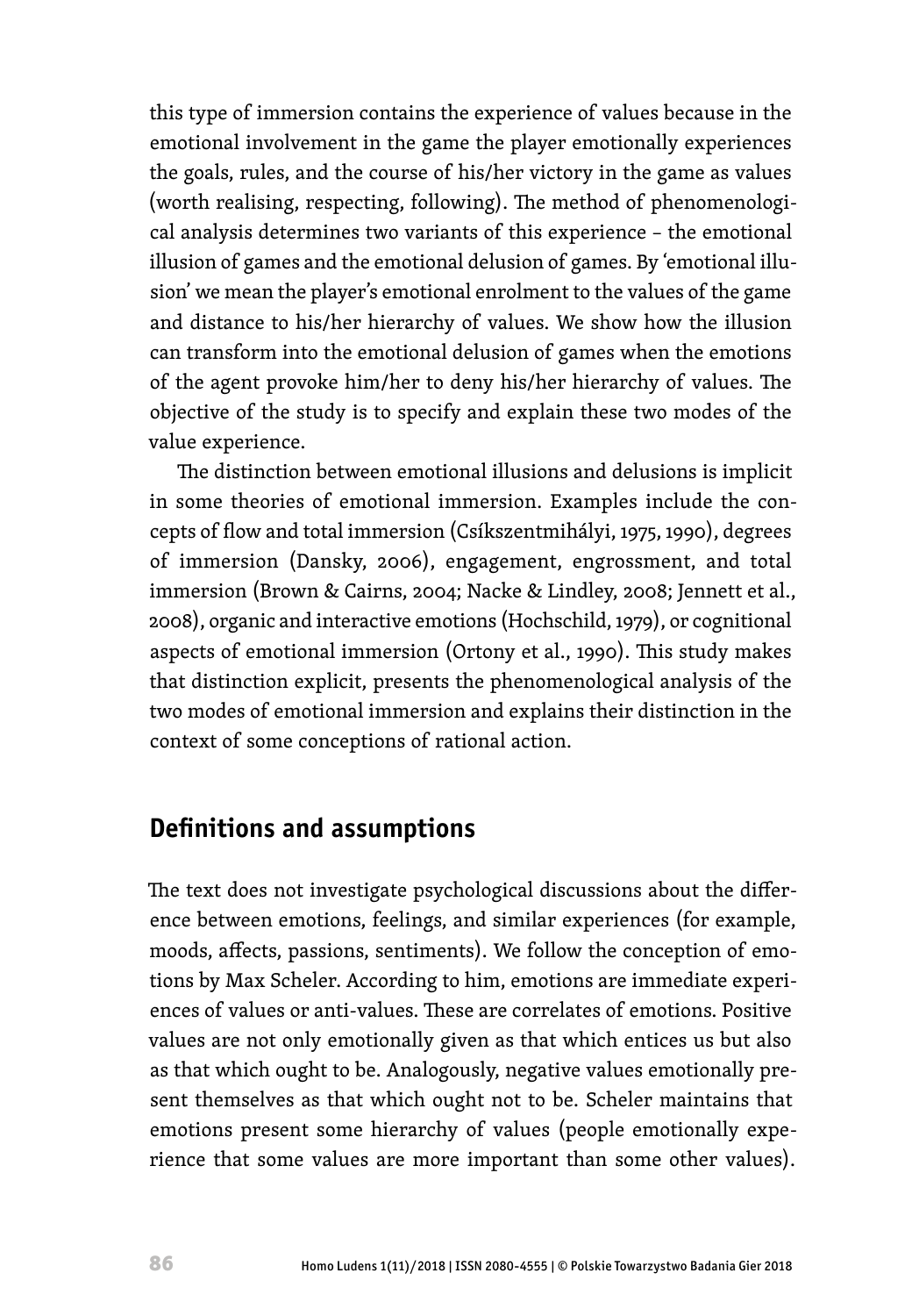this type of immersion contains the experience of values because in the emotional involvement in the game the player emotionally experiences the goals, rules, and the course of his/her victory in the game as values (worth realising, respecting, following). The method of phenomenological analysis determines two variants of this experience – the emotional illusion of games and the emotional delusion of games. By 'emotional illusion' we mean the player's emotional enrolment to the values of the game and distance to his/her hierarchy of values. We show how the illusion can transform into the emotional delusion of games when the emotions of the agent provoke him/her to deny his/her hierarchy of values. The objective of the study is to specify and explain these two modes of the value experience.

The distinction between emotional illusions and delusions is implicit in some theories of emotional immersion. Examples include the concepts of flow and total immersion (Csíkszentmihályi, 1975, 1990), degrees of immersion (Dansky, 2006), engagement, engrossment, and total immersion (Brown & Cairns, 2004; Nacke & Lindley, 2008; Jennett et al., 2008), organic and interactive emotions (Hochschild, 1979), or cognitional aspects of emotional immersion (Ortony et al., 1990). This study makes that distinction explicit, presents the phenomenological analysis of the two modes of emotional immersion and explains their distinction in the context of some conceptions of rational action.

## Definitions and assumptions

The text does not investigate psychological discussions about the difference between emotions, feelings, and similar experiences (for example, moods, affects, passions, sentiments). We follow the conception of emotions by Max Scheler. According to him, emotions are immediate experiences of values or anti-values. These are correlates of emotions. Positive values are not only emotionally given as that which entices us but also as that which ought to be. Analogously, negative values emotionally present themselves as that which ought not to be. Scheler maintains that emotions present some hierarchy of values (people emotionally experience that some values are more important than some other values).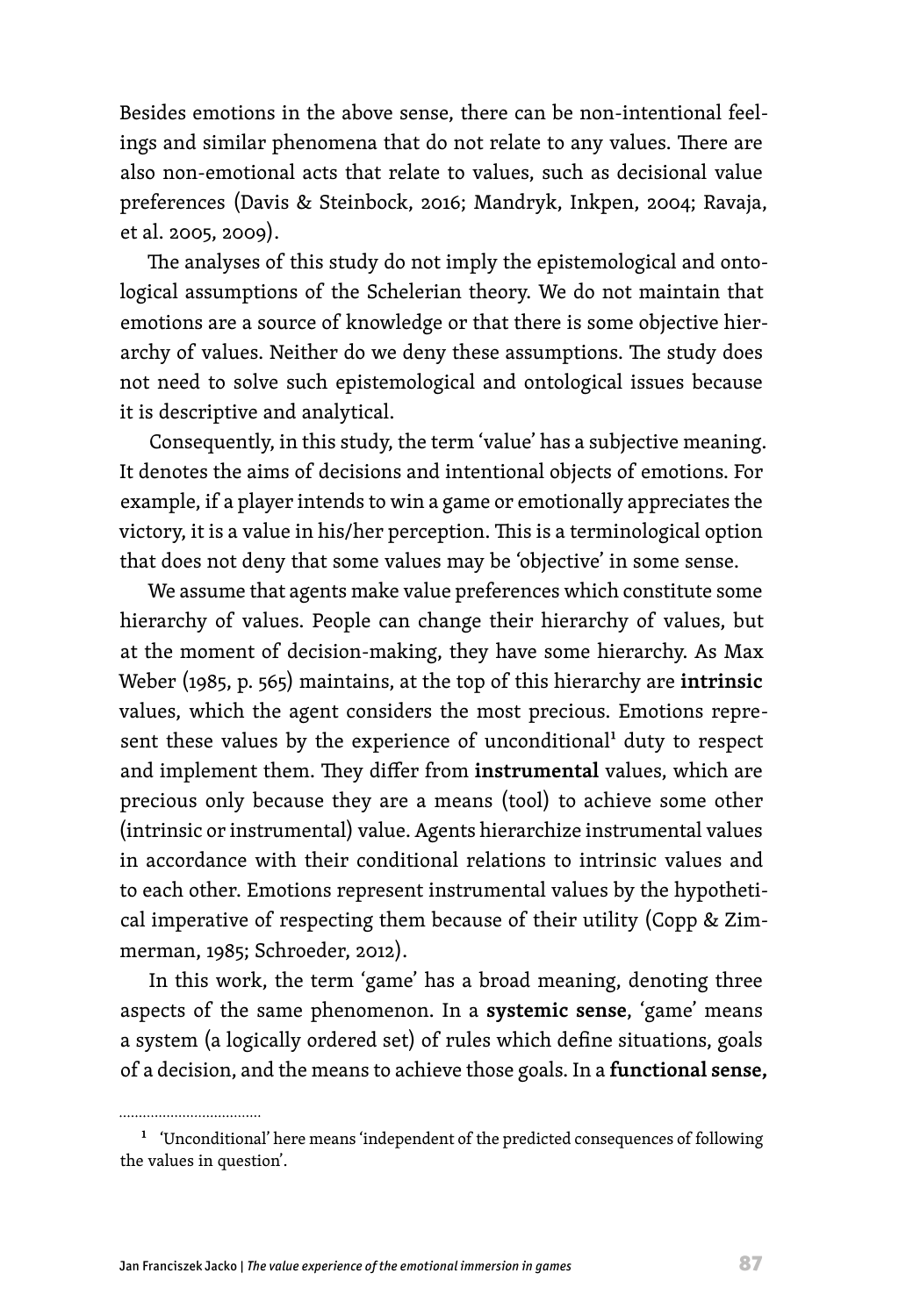Besides emotions in the above sense, there can be non-intentional feelings and similar phenomena that do not relate to any values. There are also non-emotional acts that relate to values, such as decisional value preferences (Davis & Steinbock, 2016; Mandryk, Inkpen, 2004; Ravaja, et al. 2005, 2009).

The analyses of this study do not imply the epistemological and ontological assumptions of the Schelerian theory. We do not maintain that emotions are a source of knowledge or that there is some objective hierarchy of values. Neither do we deny these assumptions. The study does not need to solve such epistemological and ontological issues because it is descriptive and analytical.

Consequently, in this study, the term 'value' has a subjective meaning. It denotes the aims of decisions and intentional objects of emotions. For example, if a player intends to win a game or emotionally appreciates the victory, it is a value in his/her perception. This is a terminological option that does not deny that some values may be 'objective' in some sense.

We assume that agents make value preferences which constitute some hierarchy of values. People can change their hierarchy of values, but at the moment of decision-making, they have some hierarchy. As Max Weber (1985, p. 565) maintains, at the top of this hierarchy are **intrinsic** values, which the agent considers the most precious. Emotions represent these values by the experience of unconditional[1] duty to respect and implement them. They differ from **instrumental** values, which are precious only because they are a means (tool) to achieve some other (intrinsic or instrumental) value. Agents hierarchize instrumental values in accordance with their conditional relations to intrinsic values and to each other. Emotions represent instrumental values by the hypothetical imperative of respecting them because of their utility (Copp & Zimmerman, 1985; Schroeder, 2012).

In this work, the term 'game' has a broad meaning, denoting three aspects of the same phenomenon. In a **systemic sense**, 'game' means a system (a logically ordered set) of rules which define situations, goals of a decision, and the means to achieve those goals. In a **functional sense,**

[1] 'Unconditional' here means 'independent of the predicted consequences of following the values in question'.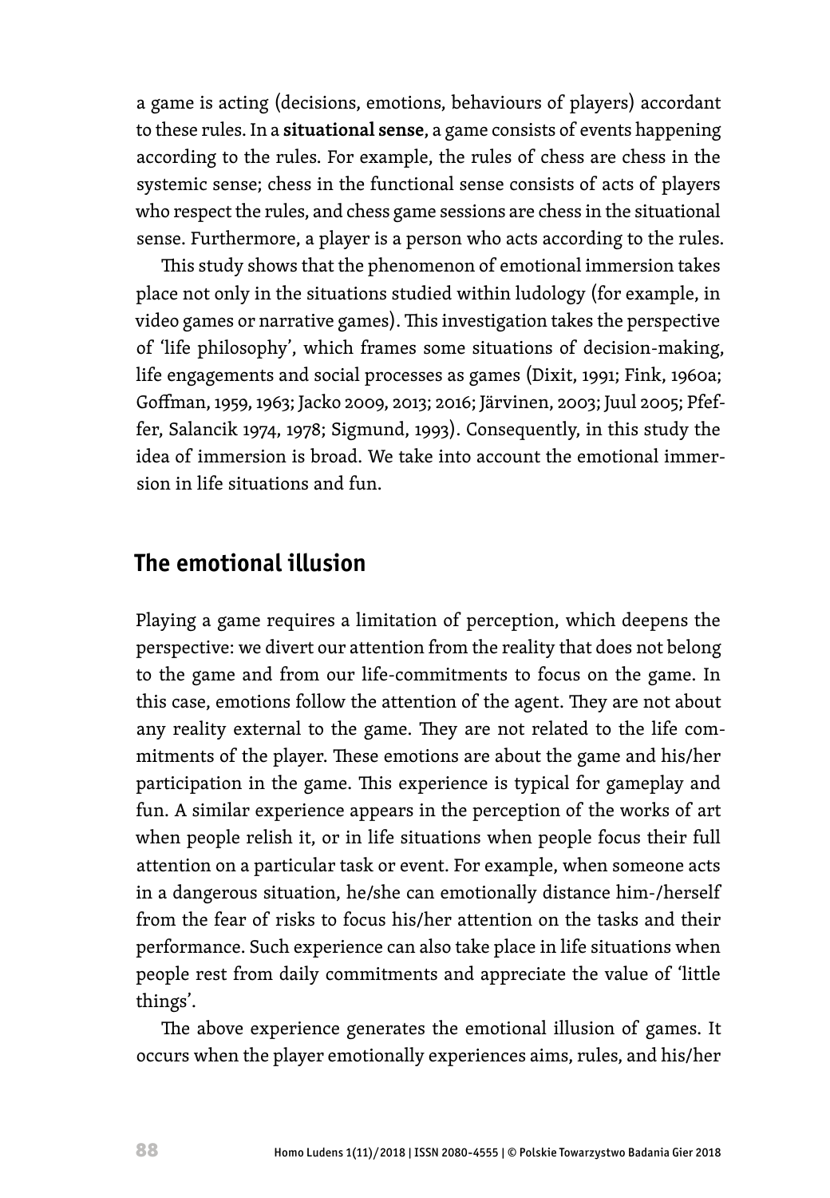a game is acting (decisions, emotions, behaviours of players) accordant to these rules. In a **situational sense**, a game consists of events happening according to the rules. For example, the rules of chess are chess in the systemic sense; chess in the functional sense consists of acts of players who respect the rules, and chess game sessions are chess in the situational sense. Furthermore, a player is a person who acts according to the rules.

This study shows that the phenomenon of emotional immersion takes place not only in the situations studied within ludology (for example, in video games or narrative games). This investigation takes the perspective of 'life philosophy', which frames some situations of decision-making, life engagements and social processes as games (Dixit, 1991; Fink, 1960a; Goffman, 1959, 1963; Jacko 2009, 2013; 2016; Järvinen, 2003; Juul 2005; Pfeffer, Salancik 1974, 1978; Sigmund, 1993). Consequently, in this study the idea of immersion is broad. We take into account the emotional immersion in life situations and fun.

## The emotional illusion

Playing a game requires a limitation of perception, which deepens the perspective: we divert our attention from the reality that does not belong to the game and from our life-commitments to focus on the game. In this case, emotions follow the attention of the agent. They are not about any reality external to the game. They are not related to the life commitments of the player. These emotions are about the game and his/her participation in the game. This experience is typical for gameplay and fun. A similar experience appears in the perception of the works of art when people relish it, or in life situations when people focus their full attention on a particular task or event. For example, when someone acts in a dangerous situation, he/she can emotionally distance him-/herself from the fear of risks to focus his/her attention on the tasks and their performance. Such experience can also take place in life situations when people rest from daily commitments and appreciate the value of 'little things'.

The above experience generates the emotional illusion of games. It occurs when the player emotionally experiences aims, rules, and his/her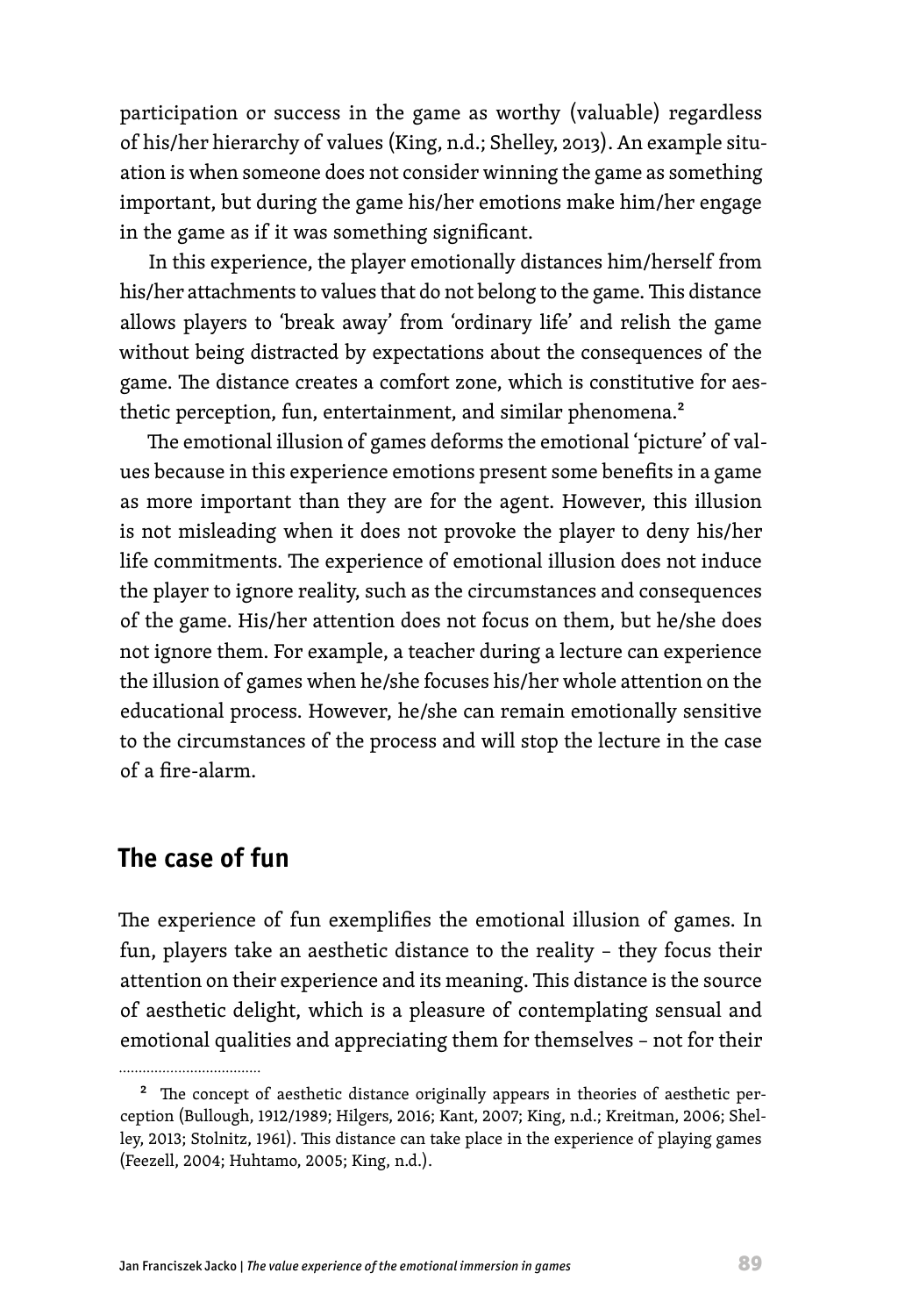participation or success in the game as worthy (valuable) regardless of his/her hierarchy of values (King, n.d.; Shelley, 2013). An example situation is when someone does not consider winning the game as something important, but during the game his/her emotions make him/her engage in the game as if it was something significant.

In this experience, the player emotionally distances him/herself from his/her attachments to values that do not belong to the game. This distance allows players to 'break away' from 'ordinary life' and relish the game without being distracted by expectations about the consequences of the game. The distance creates a comfort zone, which is constitutive for aesthetic perception, fun, entertainment, and similar phenomena.[2]

The emotional illusion of games deforms the emotional 'picture' of values because in this experience emotions present some benefits in a game as more important than they are for the agent. However, this illusion is not misleading when it does not provoke the player to deny his/her life commitments. The experience of emotional illusion does not induce the player to ignore reality, such as the circumstances and consequences of the game. His/her attention does not focus on them, but he/she does not ignore them. For example, a teacher during a lecture can experience the illusion of games when he/she focuses his/her whole attention on the educational process. However, he/she can remain emotionally sensitive to the circumstances of the process and will stop the lecture in the case of a fire-alarm.

## The case of fun

The experience of fun exemplifies the emotional illusion of games. In fun, players take an aesthetic distance to the reality – they focus their attention on their experience and its meaning. This distance is the source of aesthetic delight, which is a pleasure of contemplating sensual and emotional qualities and appreciating them for themselves – not for their

---

[2] The concept of aesthetic distance originally appears in theories of aesthetic perception (Bullough, 1912/1989; Hilgers, 2016; Kant, 2007; King, n.d.; Kreitman, 2006; Shelley, 2013; Stolnitz, 1961). This distance can take place in the experience of playing games (Feezell, 2004; Huhtamo, 2005; King, n.d.).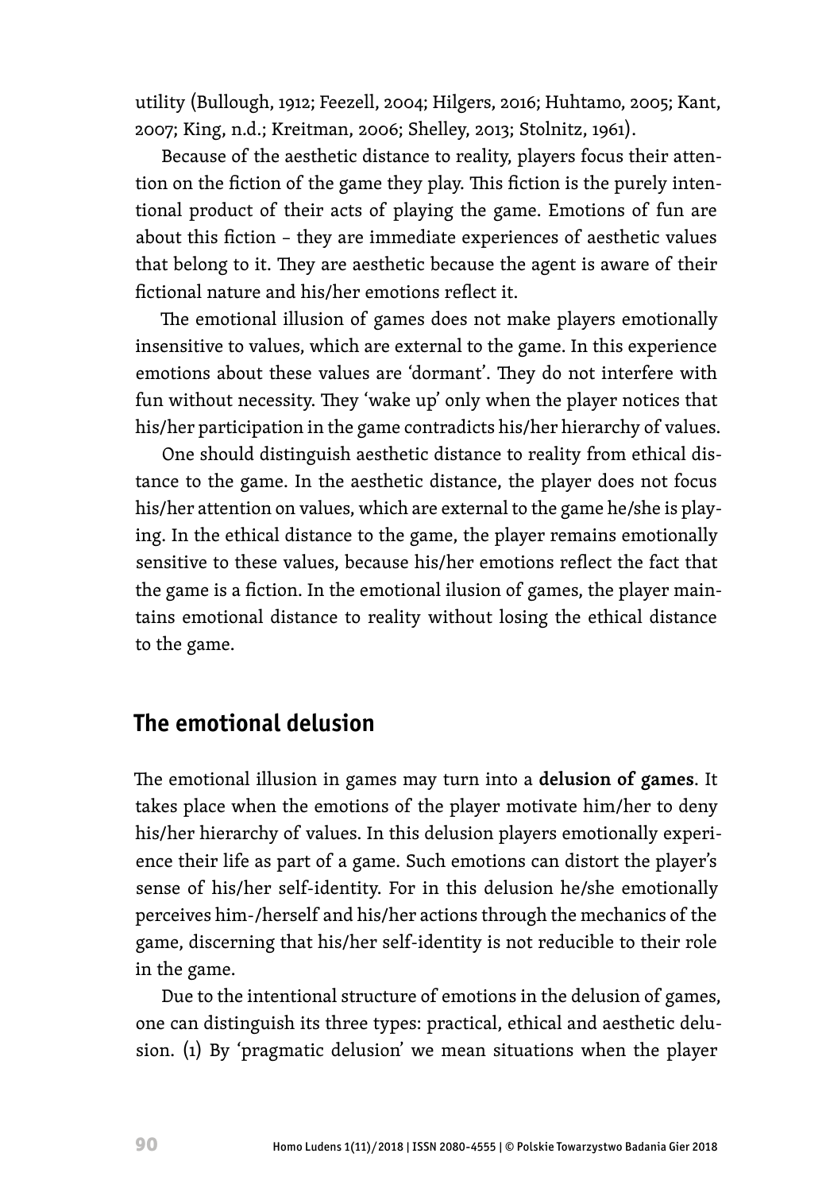utility (Bullough, 1912; Feezell, 2004; Hilgers, 2016; Huhtamo, 2005; Kant, 2007; King, n.d.; Kreitman, 2006; Shelley, 2013; Stolnitz, 1961).

Because of the aesthetic distance to reality, players focus their attention on the fiction of the game they play. This fiction is the purely intentional product of their acts of playing the game. Emotions of fun are about this fiction – they are immediate experiences of aesthetic values that belong to it. They are aesthetic because the agent is aware of their fictional nature and his/her emotions reflect it.

The emotional illusion of games does not make players emotionally insensitive to values, which are external to the game. In this experience emotions about these values are 'dormant'. They do not interfere with fun without necessity. They 'wake up' only when the player notices that his/her participation in the game contradicts his/her hierarchy of values.

One should distinguish aesthetic distance to reality from ethical distance to the game. In the aesthetic distance, the player does not focus his/her attention on values, which are external to the game he/she is playing. In the ethical distance to the game, the player remains emotionally sensitive to these values, because his/her emotions reflect the fact that the game is a fiction. In the emotional ilusion of games, the player maintains emotional distance to reality without losing the ethical distance to the game.

## The emotional delusion

The emotional illusion in games may turn into a **delusion of games**. It takes place when the emotions of the player motivate him/her to deny his/her hierarchy of values. In this delusion players emotionally experience their life as part of a game. Such emotions can distort the player's sense of his/her self-identity. For in this delusion he/she emotionally perceives him-/herself and his/her actions through the mechanics of the game, discerning that his/her self-identity is not reducible to their role in the game.

Due to the intentional structure of emotions in the delusion of games, one can distinguish its three types: practical, ethical and aesthetic delusion. (1) By 'pragmatic delusion' we mean situations when the player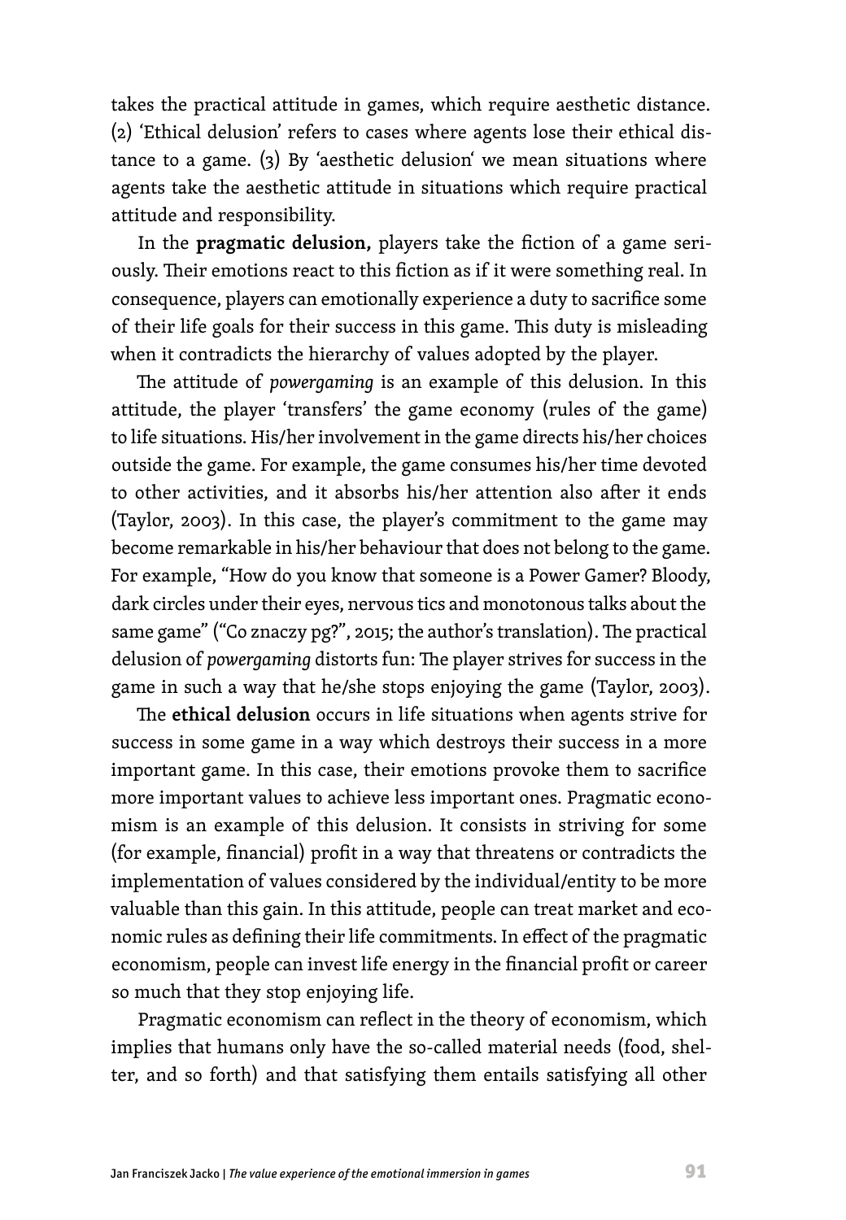takes the practical attitude in games, which require aesthetic distance. (2) 'Ethical delusion' refers to cases where agents lose their ethical distance to a game. (3) By 'aesthetic delusion' we mean situations where agents take the aesthetic attitude in situations which require practical attitude and responsibility.

In the **pragmatic delusion,** players take the fiction of a game seriously. Their emotions react to this fiction as if it were something real. In consequence, players can emotionally experience a duty to sacrifice some of their life goals for their success in this game. This duty is misleading when it contradicts the hierarchy of values adopted by the player.

The attitude of *powergaming* is an example of this delusion. In this attitude, the player 'transfers' the game economy (rules of the game) to life situations. His/her involvement in the game directs his/her choices outside the game. For example, the game consumes his/her time devoted to other activities, and it absorbs his/her attention also after it ends (Taylor, 2003). In this case, the player's commitment to the game may become remarkable in his/her behaviour that does not belong to the game. For example, "How do you know that someone is a Power Gamer? Bloody, dark circles under their eyes, nervous tics and monotonous talks about the same game" ("Co znaczy pg?", 2015; the author's translation). The practical delusion of *powergaming* distorts fun: The player strives for success in the game in such a way that he/she stops enjoying the game (Taylor, 2003).

The **ethical delusion** occurs in life situations when agents strive for success in some game in a way which destroys their success in a more important game. In this case, their emotions provoke them to sacrifice more important values to achieve less important ones. Pragmatic economism is an example of this delusion. It consists in striving for some (for example, financial) profit in a way that threatens or contradicts the implementation of values considered by the individual/entity to be more valuable than this gain. In this attitude, people can treat market and economic rules as defining their life commitments. In effect of the pragmatic economism, people can invest life energy in the financial profit or career so much that they stop enjoying life.

Pragmatic economism can reflect in the theory of economism, which implies that humans only have the so-called material needs (food, shelter, and so forth) and that satisfying them entails satisfying all other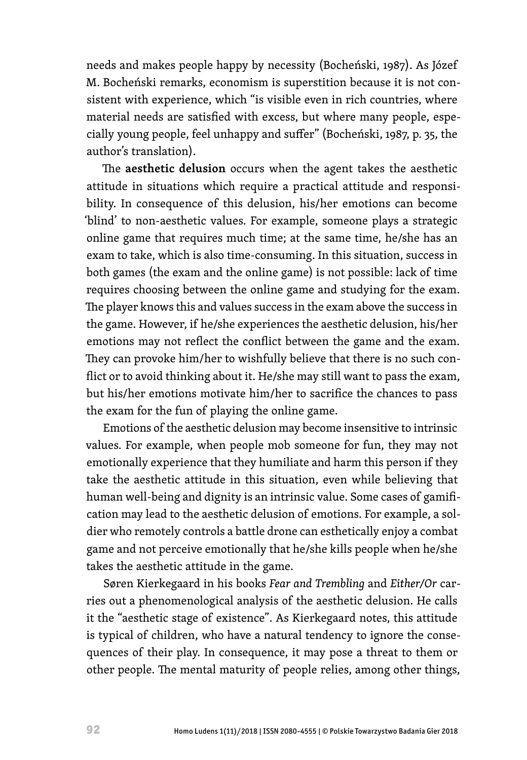needs and makes people happy by necessity (Bocheński, 1987). As Józef M. Bocheński remarks, economism is superstition because it is not consistent with experience, which "is visible even in rich countries, where material needs are satisfied with excess, but where many people, especially young people, feel unhappy and suffer" (Bocheński, 1987, p. 35, the author's translation).

The **aesthetic delusion** occurs when the agent takes the aesthetic attitude in situations which require a practical attitude and responsibility. In consequence of this delusion, his/her emotions can become 'blind' to non-aesthetic values. For example, someone plays a strategic online game that requires much time; at the same time, he/she has an exam to take, which is also time-consuming. In this situation, success in both games (the exam and the online game) is not possible: lack of time requires choosing between the online game and studying for the exam. The player knows this and values success in the exam above the success in the game. However, if he/she experiences the aesthetic delusion, his/her emotions may not reflect the conflict between the game and the exam. They can provoke him/her to wishfully believe that there is no such conflict or to avoid thinking about it. He/she may still want to pass the exam, but his/her emotions motivate him/her to sacrifice the chances to pass the exam for the fun of playing the online game.

Emotions of the aesthetic delusion may become insensitive to intrinsic values. For example, when people mob someone for fun, they may not emotionally experience that they humiliate and harm this person if they take the aesthetic attitude in this situation, even while believing that human well-being and dignity is an intrinsic value. Some cases of gamification may lead to the aesthetic delusion of emotions. For example, a soldier who remotely controls a battle drone can esthetically enjoy a combat game and not perceive emotionally that he/she kills people when he/she takes the aesthetic attitude in the game.

Søren Kierkegaard in his books *Fear and Trembling* and *Either/Or* carries out a phenomenological analysis of the aesthetic delusion. He calls it the "aesthetic stage of existence". As Kierkegaard notes, this attitude is typical of children, who have a natural tendency to ignore the consequences of their play. In consequence, it may pose a threat to them or other people. The mental maturity of people relies, among other things,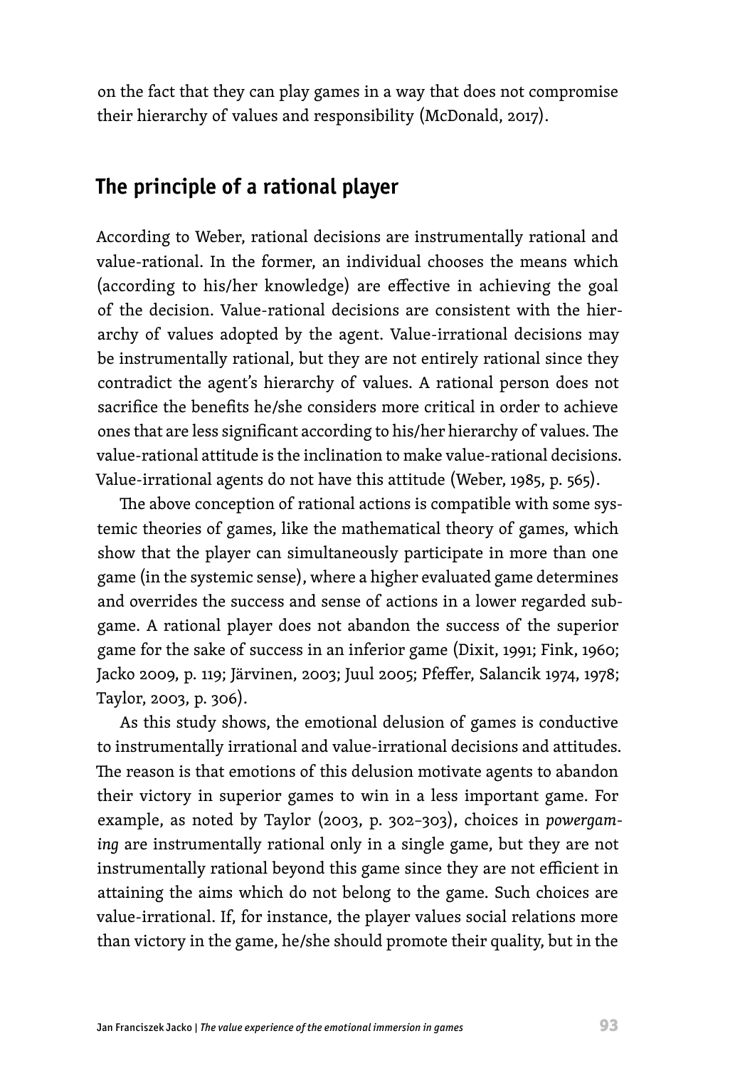on the fact that they can play games in a way that does not compromise their hierarchy of values and responsibility (McDonald, 2017).

## The principle of a rational player

According to Weber, rational decisions are instrumentally rational and value-rational. In the former, an individual chooses the means which (according to his/her knowledge) are effective in achieving the goal of the decision. Value-rational decisions are consistent with the hierarchy of values adopted by the agent. Value-irrational decisions may be instrumentally rational, but they are not entirely rational since they contradict the agent's hierarchy of values. A rational person does not sacrifice the benefits he/she considers more critical in order to achieve ones that are less significant according to his/her hierarchy of values. The value-rational attitude is the inclination to make value-rational decisions. Value-irrational agents do not have this attitude (Weber, 1985, p. 565).

The above conception of rational actions is compatible with some systemic theories of games, like the mathematical theory of games, which show that the player can simultaneously participate in more than one game (in the systemic sense), where a higher evaluated game determines and overrides the success and sense of actions in a lower regarded subgame. A rational player does not abandon the success of the superior game for the sake of success in an inferior game (Dixit, 1991; Fink, 1960; Jacko 2009, p. 119; Järvinen, 2003; Juul 2005; Pfeffer, Salancik 1974, 1978; Taylor, 2003, p. 306).

As this study shows, the emotional delusion of games is conductive to instrumentally irrational and value-irrational decisions and attitudes. The reason is that emotions of this delusion motivate agents to abandon their victory in superior games to win in a less important game. For example, as noted by Taylor (2003, p. 302–303), choices in *powergaming* are instrumentally rational only in a single game, but they are not instrumentally rational beyond this game since they are not efficient in attaining the aims which do not belong to the game. Such choices are value-irrational. If, for instance, the player values social relations more than victory in the game, he/she should promote their quality, but in the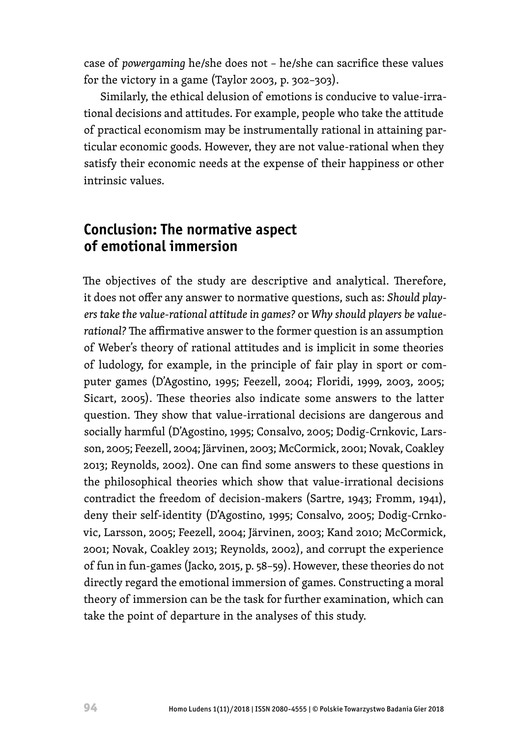case of *powergaming* he/she does not – he/she can sacrifice these values for the victory in a game (Taylor 2003, p. 302–303).

Similarly, the ethical delusion of emotions is conducive to value-irrational decisions and attitudes. For example, people who take the attitude of practical economism may be instrumentally rational in attaining particular economic goods. However, they are not value-rational when they satisfy their economic needs at the expense of their happiness or other intrinsic values.

## Conclusion: The normative aspect of emotional immersion

The objectives of the study are descriptive and analytical. Therefore, it does not offer any answer to normative questions, such as: *Should players take the value-rational attitude in games?* or *Why should players be value-rational?* The affirmative answer to the former question is an assumption of Weber's theory of rational attitudes and is implicit in some theories of ludology, for example, in the principle of fair play in sport or computer games (D'Agostino, 1995; Feezell, 2004; Floridi, 1999, 2003, 2005; Sicart, 2005). These theories also indicate some answers to the latter question. They show that value-irrational decisions are dangerous and socially harmful (D'Agostino, 1995; Consalvo, 2005; Dodig-Crnkovic, Larsson, 2005; Feezell, 2004; Järvinen, 2003; McCormick, 2001; Novak, Coakley 2013; Reynolds, 2002). One can find some answers to these questions in the philosophical theories which show that value-irrational decisions contradict the freedom of decision-makers (Sartre, 1943; Fromm, 1941), deny their self-identity (D'Agostino, 1995; Consalvo, 2005; Dodig-Crnkovic, Larsson, 2005; Feezell, 2004; Järvinen, 2003; Kand 2010; McCormick, 2001; Novak, Coakley 2013; Reynolds, 2002), and corrupt the experience of fun in fun-games (Jacko, 2015, p. 58–59). However, these theories do not directly regard the emotional immersion of games. Constructing a moral theory of immersion can be the task for further examination, which can take the point of departure in the analyses of this study.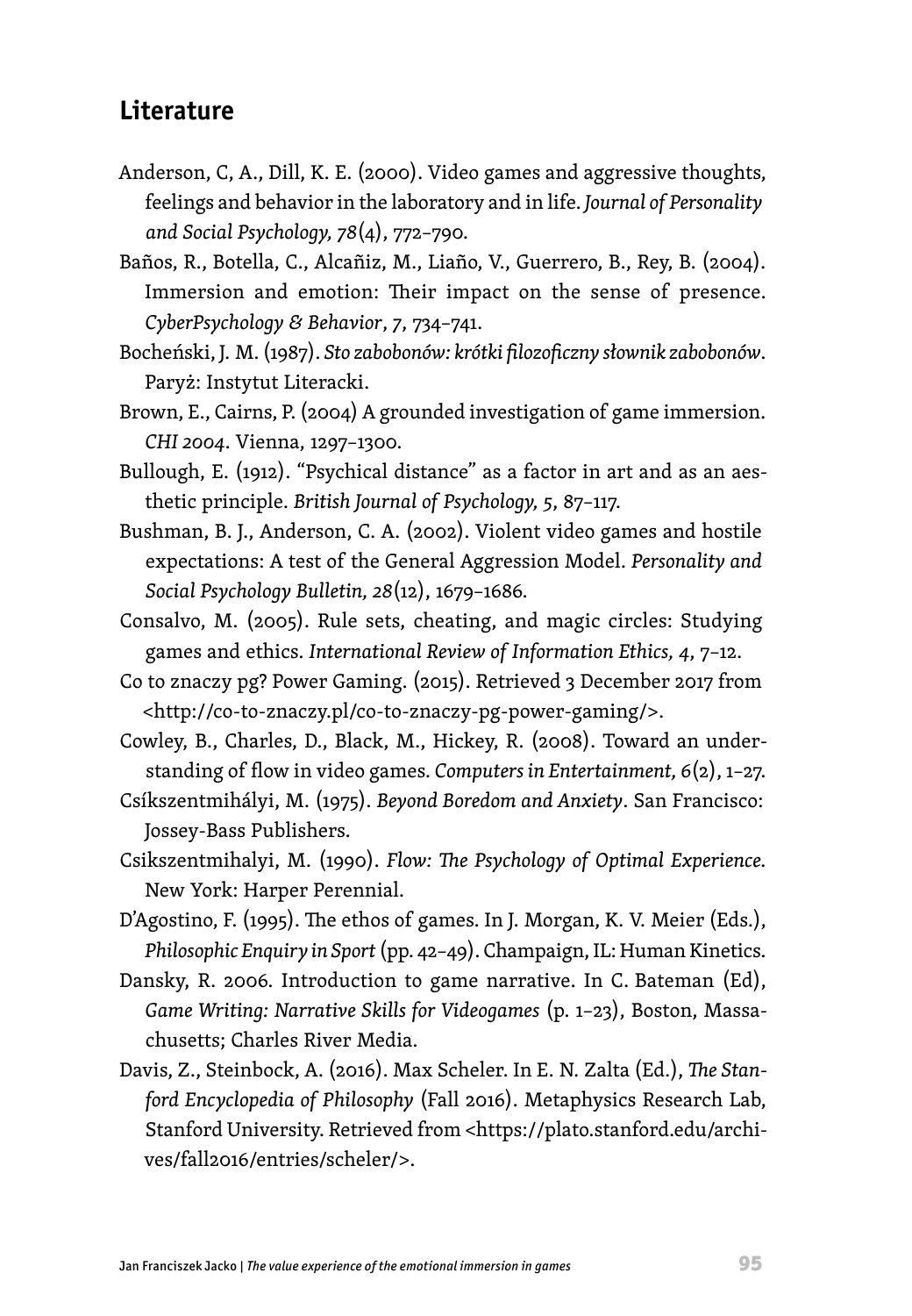## Literature

Anderson, C, A., Dill, K. E. (2000). Video games and aggressive thoughts, feelings and behavior in the laboratory and in life. *Journal of Personality and Social Psychology, 78*(4), 772–790.

Baños, R., Botella, C., Alcañiz, M., Liaño, V., Guerrero, B., Rey, B. (2004). Immersion and emotion: Their impact on the sense of presence. *CyberPsychology & Behavior*, *7*, 734–741.

Bocheński, J. M. (1987). *Sto zabobonów: krótki filozoficzny słownik zabobonów*. Paryż: Instytut Literacki.

Brown, E., Cairns, P. (2004) A grounded investigation of game immersion. *CHI 2004*. Vienna, 1297–1300.

Bullough, E. (1912). "Psychical distance" as a factor in art and as an aesthetic principle. *British Journal of Psychology, 5*, 87–117.

Bushman, B. J., Anderson, C. A. (2002). Violent video games and hostile expectations: A test of the General Aggression Model. *Personality and Social Psychology Bulletin, 28*(12), 1679–1686.

Consalvo, M. (2005). Rule sets, cheating, and magic circles: Studying games and ethics. *International Review of Information Ethics, 4*, 7–12.

Co to znaczy pg? Power Gaming. (2015). Retrieved 3 December 2017 from <http://co-to-znaczy.pl/co-to-znaczy-pg-power-gaming/>.

Cowley, B., Charles, D., Black, M., Hickey, R. (2008). Toward an understanding of flow in video games. *Computers in Entertainment, 6*(2), 1–27.

Csíkszentmihályi, M. (1975). *Beyond Boredom and Anxiety*. San Francisco: Jossey-Bass Publishers.

Csikszentmihalyi, M. (1990). *Flow: The Psychology of Optimal Experience.* New York: Harper Perennial.

D'Agostino, F. (1995). The ethos of games. In J. Morgan, K. V. Meier (Eds.), *Philosophic Enquiry in Sport* (pp. 42–49). Champaign, IL: Human Kinetics.

Dansky, R. 2006. Introduction to game narrative. In C. Bateman (Ed), *Game Writing: Narrative Skills for Videogames* (p. 1–23), Boston, Massachusetts; Charles River Media.

Davis, Z., Steinbock, A. (2016). Max Scheler. In E. N. Zalta (Ed.), *The Stanford Encyclopedia of Philosophy* (Fall 2016). Metaphysics Research Lab, Stanford University. Retrieved from <https://plato.stanford.edu/archives/fall2016/entries/scheler/>.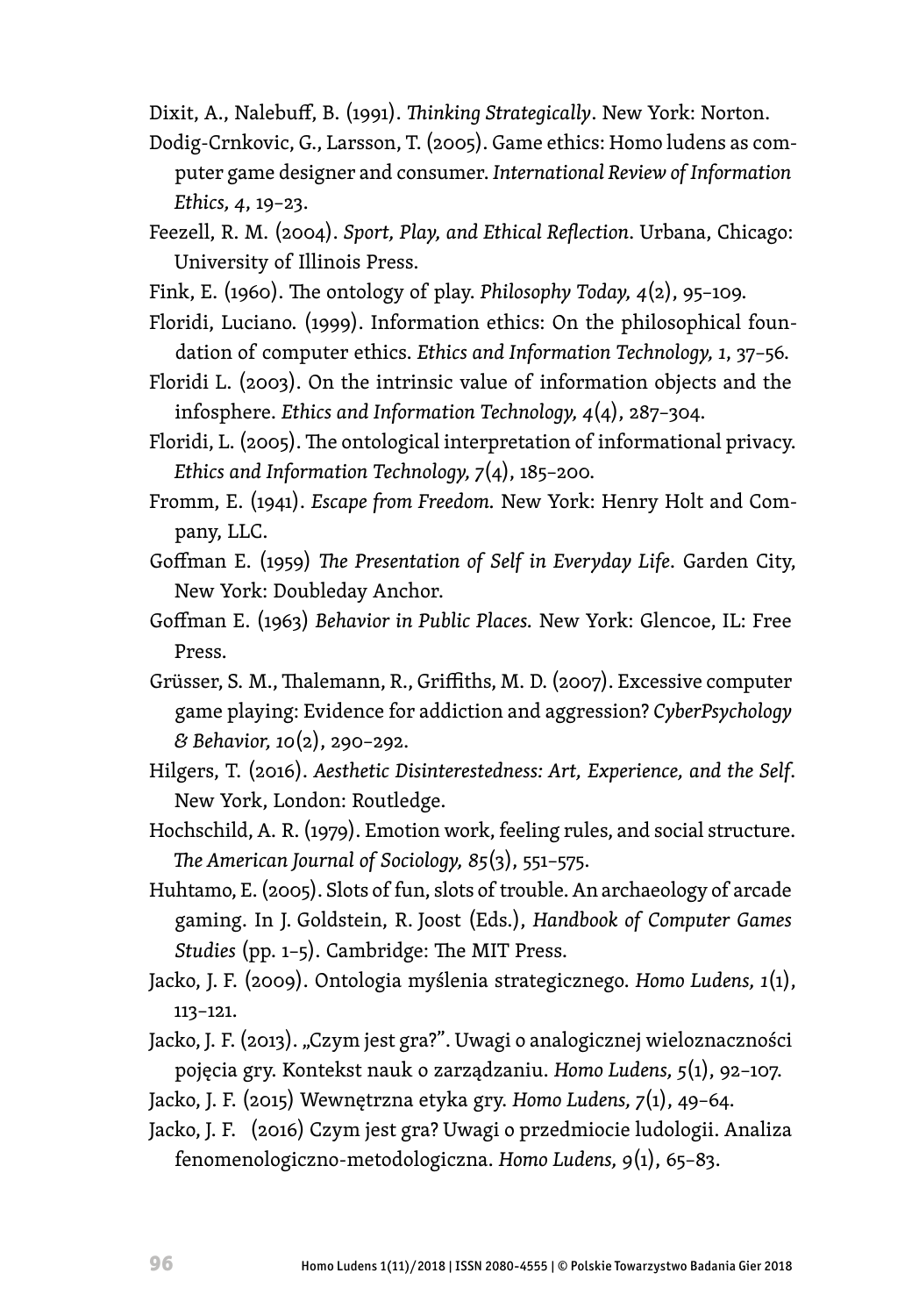Dixit, A., Nalebuff, B. (1991). *Thinking Strategically*. New York: Norton.

Dodig-Crnkovic, G., Larsson, T. (2005). Game ethics: Homo ludens as computer game designer and consumer. *International Review of Information Ethics, 4*, 19–23.

Feezell, R. M. (2004). *Sport, Play, and Ethical Reflection*. Urbana, Chicago: University of Illinois Press.

Fink, E. (1960). The ontology of play. *Philosophy Today, 4*(2), 95–109.

Floridi, Luciano. (1999). Information ethics: On the philosophical foundation of computer ethics. *Ethics and Information Technology, 1*, 37–56.

Floridi L. (2003). On the intrinsic value of information objects and the infosphere. *Ethics and Information Technology, 4*(4), 287–304.

Floridi, L. (2005). The ontological interpretation of informational privacy. *Ethics and Information Technology, 7*(4), 185–200.

Fromm, E. (1941). *Escape from Freedom.* New York: Henry Holt and Company, LLC.

Goffman E. (1959) *The Presentation of Self in Everyday Life*. Garden City, New York: Doubleday Anchor.

Goffman E. (1963) *Behavior in Public Places.* New York: Glencoe, IL: Free Press.

Grüsser, S. M., Thalemann, R., Griffiths, M. D. (2007). Excessive computer game playing: Evidence for addiction and aggression? *CyberPsychology & Behavior, 10*(2), 290–292.

Hilgers, T. (2016). *Aesthetic Disinterestedness: Art, Experience, and the Self*. New York, London: Routledge.

Hochschild, A. R. (1979). Emotion work, feeling rules, and social structure. *The American Journal of Sociology, 85*(3), 551–575.

Huhtamo, E. (2005). Slots of fun, slots of trouble. An archaeology of arcade gaming. In J. Goldstein, R. Joost (Eds.), *Handbook of Computer Games Studies* (pp. 1–5). Cambridge: The MIT Press.

Jacko, J. F. (2009). Ontologia myślenia strategicznego. *Homo Ludens, 1*(1), 113–121.

Jacko, J. F. (2013). „Czym jest gra?". Uwagi o analogicznej wieloznaczności pojęcia gry. Kontekst nauk o zarządzaniu. *Homo Ludens, 5*(1), 92–107.

Jacko, J. F. (2015) Wewnętrzna etyka gry. *Homo Ludens, 7*(1), 49–64.

Jacko, J. F. (2016) Czym jest gra? Uwagi o przedmiocie ludologii. Analiza fenomenologiczno-metodologiczna. *Homo Ludens, 9*(1), 65–83.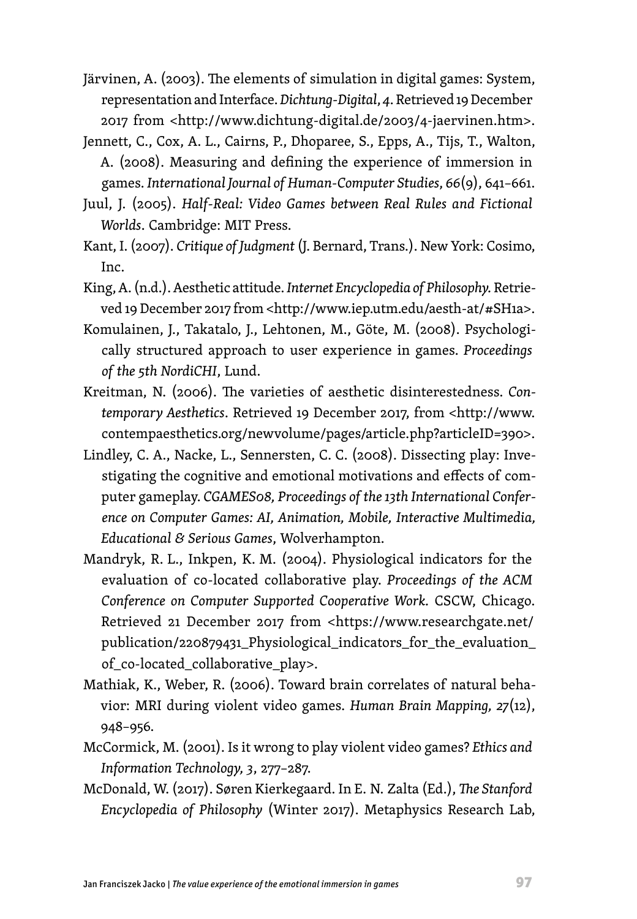Järvinen, A. (2003). The elements of simulation in digital games: System, representation and Interface. *Dichtung-Digital*, *4*. Retrieved 19 December 2017 from <http://www.dichtung-digital.de/2003/4-jaervinen.htm>.

Jennett, C., Cox, A. L., Cairns, P., Dhoparee, S., Epps, A., Tijs, T., Walton, A. (2008). Measuring and defining the experience of immersion in games. *International Journal of Human-Computer Studies*, *66*(9), 641–661.

Juul, J. (2005). *Half-Real: Video Games between Real Rules and Fictional Worlds*. Cambridge: MIT Press.

Kant, I. (2007). *Critique of Judgment* (J. Bernard, Trans.). New York: Cosimo, Inc.

King, A. (n.d.). Aesthetic attitude. *Internet Encyclopedia of Philosophy*. Retrieved 19 December 2017 from <http://www.iep.utm.edu/aesth-at/#SH1a>.

Komulainen, J., Takatalo, J., Lehtonen, M., Göte, M. (2008). Psychologically structured approach to user experience in games. *Proceedings of the 5th NordiCHI*, Lund.

Kreitman, N. (2006). The varieties of aesthetic disinterestedness. *Contemporary Aesthetics*. Retrieved 19 December 2017, from <http://www.contempaesthetics.org/newvolume/pages/article.php?articleID=390>.

Lindley, C. A., Nacke, L., Sennersten, C. C. (2008). Dissecting play: Investigating the cognitive and emotional motivations and effects of computer gameplay. *CGAMES08, Proceedings of the 13th International Conference on Computer Games: AI, Animation, Mobile, Interactive Multimedia, Educational & Serious Games*, Wolverhampton.

Mandryk, R. L., Inkpen, K. M. (2004). Physiological indicators for the evaluation of co-located collaborative play. *Proceedings of the ACM Conference on Computer Supported Cooperative Work*. CSCW, Chicago. Retrieved 21 December 2017 from <https://www.researchgate.net/publication/220879431_Physiological_indicators_for_the_evaluation_of_co-located_collaborative_play>.

Mathiak, K., Weber, R. (2006). Toward brain correlates of natural behavior: MRI during violent video games. *Human Brain Mapping, 27*(12), 948–956.

McCormick, M. (2001). Is it wrong to play violent video games? *Ethics and Information Technology, 3*, 277–287.

McDonald, W. (2017). Søren Kierkegaard. In E. N. Zalta (Ed.), *The Stanford Encyclopedia of Philosophy* (Winter 2017). Metaphysics Research Lab,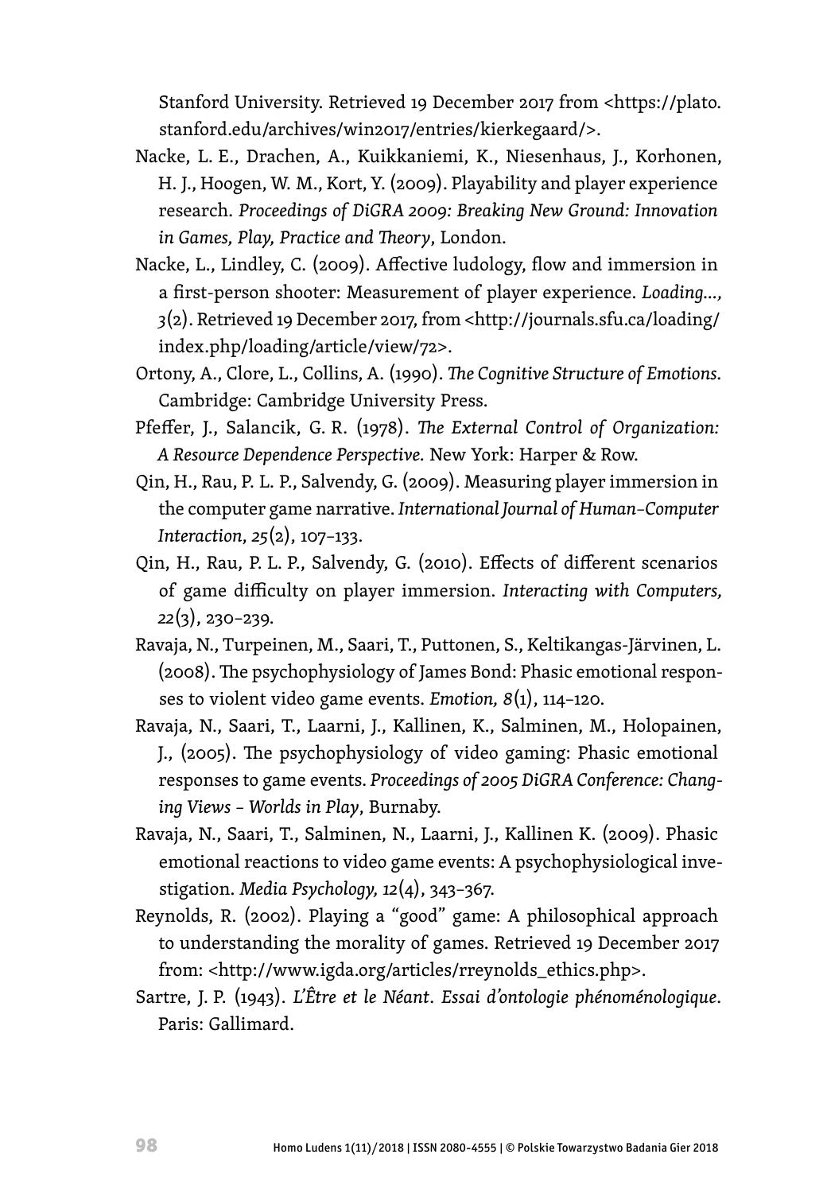Stanford University. Retrieved 19 December 2017 from <https://plato.stanford.edu/archives/win2017/entries/kierkegaard/>.

Nacke, L. E., Drachen, A., Kuikkaniemi, K., Niesenhaus, J., Korhonen, H. J., Hoogen, W. M., Kort, Y. (2009). Playability and player experience research. *Proceedings of DiGRA 2009: Breaking New Ground: Innovation in Games, Play, Practice and Theory*, London.

Nacke, L., Lindley, C. (2009). Affective ludology, flow and immersion in a first-person shooter: Measurement of player experience. *Loading..., 3*(2). Retrieved 19 December 2017, from <http://journals.sfu.ca/loading/index.php/loading/article/view/72>.

Ortony, A., Clore, L., Collins, A. (1990). *The Cognitive Structure of Emotions*. Cambridge: Cambridge University Press.

Pfeffer, J., Salancik, G. R. (1978). *The External Control of Organization: A Resource Dependence Perspective*. New York: Harper & Row.

Qin, H., Rau, P. L. P., Salvendy, G. (2009). Measuring player immersion in the computer game narrative. *International Journal of Human–Computer Interaction*, *25*(2), 107–133.

Qin, H., Rau, P. L. P., Salvendy, G. (2010). Effects of different scenarios of game difficulty on player immersion. *Interacting with Computers, 22*(3), 230–239.

Ravaja, N., Turpeinen, M., Saari, T., Puttonen, S., Keltikangas-Järvinen, L. (2008). The psychophysiology of James Bond: Phasic emotional responses to violent video game events. *Emotion, 8*(1), 114–120.

Ravaja, N., Saari, T., Laarni, J., Kallinen, K., Salminen, M., Holopainen, J., (2005). The psychophysiology of video gaming: Phasic emotional responses to game events. *Proceedings of 2005 DiGRA Conference: Changing Views – Worlds in Play*, Burnaby.

Ravaja, N., Saari, T., Salminen, N., Laarni, J., Kallinen K. (2009). Phasic emotional reactions to video game events: A psychophysiological investigation. *Media Psychology, 12*(4), 343–367.

Reynolds, R. (2002). Playing a "good" game: A philosophical approach to understanding the morality of games. Retrieved 19 December 2017 from: <http://www.igda.org/articles/rreynolds_ethics.php>.

Sartre, J. P. (1943). *L'Être et le Néant. Essai d'ontologie phénoménologique*. Paris: Gallimard.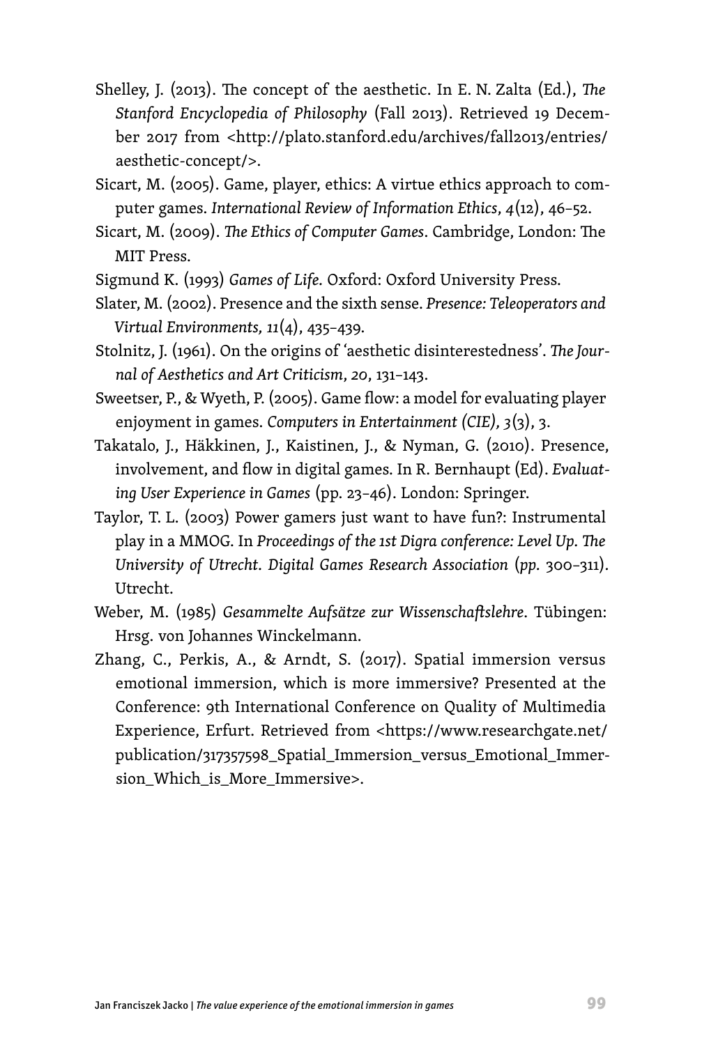Shelley, J. (2013). The concept of the aesthetic. In E. N. Zalta (Ed.), *The Stanford Encyclopedia of Philosophy* (Fall 2013). Retrieved 19 December 2017 from <http://plato.stanford.edu/archives/fall2013/entries/aesthetic-concept/>.

Sicart, M. (2005). Game, player, ethics: A virtue ethics approach to computer games. *International Review of Information Ethics*, *4*(12), 46–52.

Sicart, M. (2009). *The Ethics of Computer Games*. Cambridge, London: The MIT Press.

Sigmund K. (1993) *Games of Life*. Oxford: Oxford University Press.

Slater, M. (2002). Presence and the sixth sense. *Presence: Teleoperators and Virtual Environments, 11*(4), 435–439.

Stolnitz, J. (1961). On the origins of 'aesthetic disinterestedness'. *The Journal of Aesthetics and Art Criticism*, *20*, 131–143.

Sweetser, P., & Wyeth, P. (2005). Game flow: a model for evaluating player enjoyment in games. *Computers in Entertainment (CIE), 3*(3), 3.

Takatalo, J., Häkkinen, J., Kaistinen, J., & Nyman, G. (2010). Presence, involvement, and flow in digital games. In R. Bernhaupt (Ed). *Evaluating User Experience in Games* (pp. 23–46). London: Springer.

Taylor, T. L. (2003) Power gamers just want to have fun?: Instrumental play in a MMOG. In *Proceedings of the 1st Digra conference: Level Up. The University of Utrecht. Digital Games Research Association* (*pp.* 300–311). Utrecht.

Weber, M. (1985) *Gesammelte Aufsätze zur Wissenschaftslehre*. Tübingen: Hrsg. von Johannes Winckelmann.

Zhang, C., Perkis, A., & Arndt, S. (2017). Spatial immersion versus emotional immersion, which is more immersive? Presented at the Conference: 9th International Conference on Quality of Multimedia Experience, Erfurt. Retrieved from <https://www.researchgate.net/publication/317357598_Spatial_Immersion_versus_Emotional_Immersion_Which_is_More_Immersive>.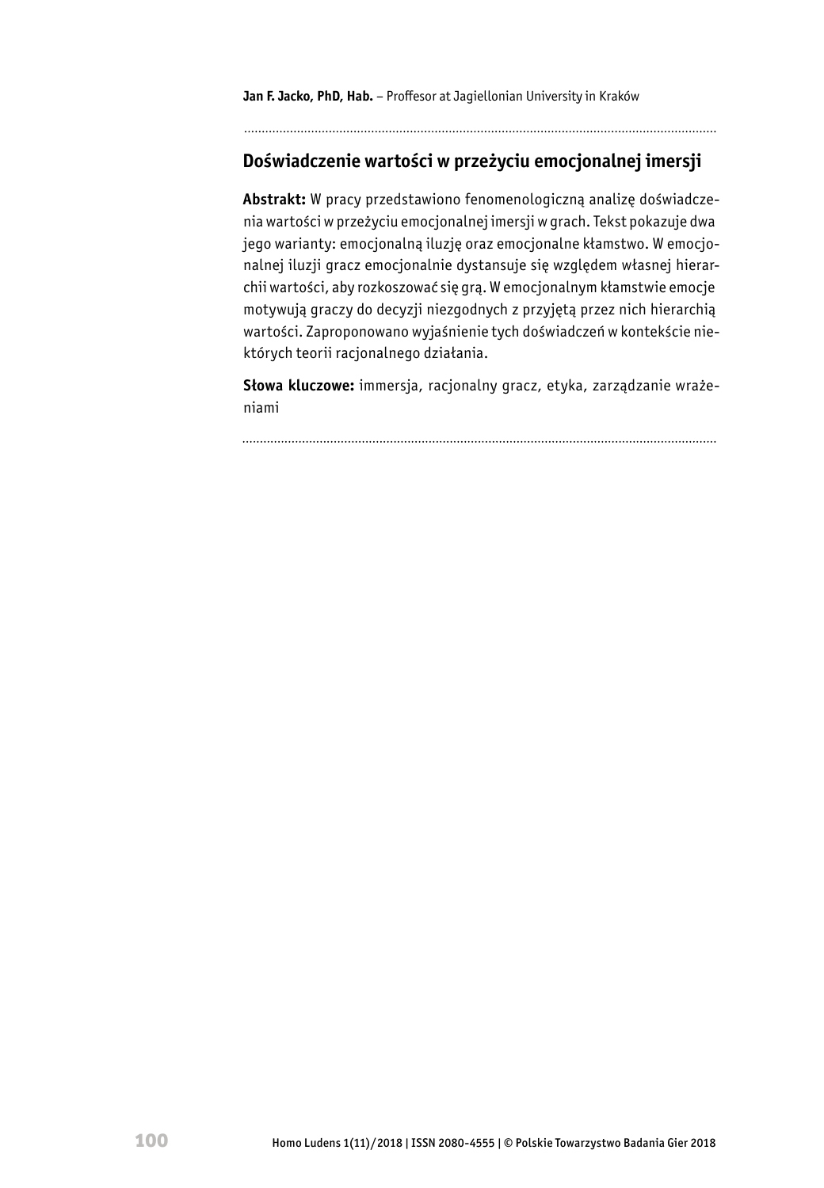**Jan F. Jacko, PhD, Hab.** – Proffesor at Jagiellonian University in Kraków

## Doświadczenie wartości w przeżyciu emocjonalnej imersji

**Abstrakt:** W pracy przedstawiono fenomenologiczną analizę doświadczenia wartości w przeżyciu emocjonalnej imersji w grach. Tekst pokazuje dwa jego warianty: emocjonalną iluzję oraz emocjonalne kłamstwo. W emocjonalnej iluzji gracz emocjonalnie dystansuje się względem własnej hierarchii wartości, aby rozkoszować się grą. W emocjonalnym kłamstwie emocje motywują graczy do decyzji niezgodnych z przyjętą przez nich hierarchią wartości. Zaproponowano wyjaśnienie tych doświadczeń w kontekście niektórych teorii racjonalnego działania.

**Słowa kluczowe:** immersja, racjonalny gracz, etyka, zarządzanie wrażeniami